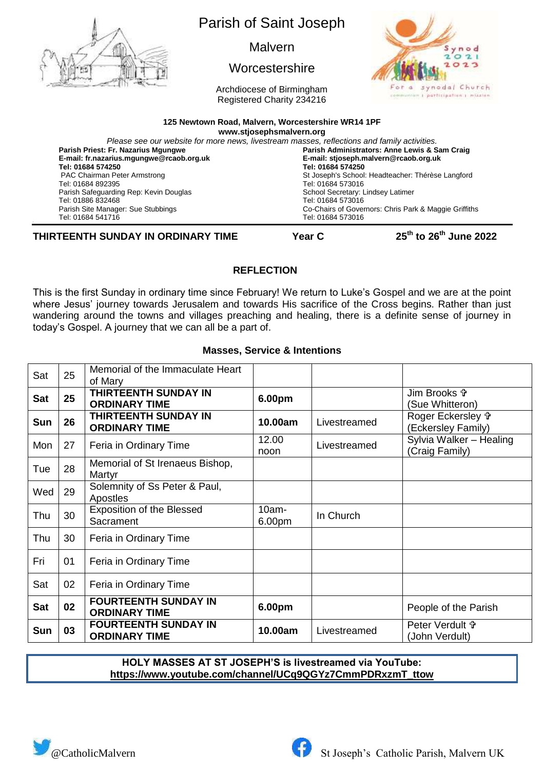# Parish of Saint Joseph

Malvern

Worcestershire

Archdiocese of Birmingham
Registered Charity 234216

**125 Newtown Road, Malvern, Worcestershire WR14 1PF**
**www.stjosephsmalvern.org**

*Please see our website for more news, livestream masses, reflections and family activities.*

**Parish Priest: Fr. Nazarius Mgungwe**
**E-mail: fr.nazarius.mgungwe@rcaob.org.uk**
**Tel: 01684 574250**
PAC Chairman Peter Armstrong
Tel: 01684 892395
Parish Safeguarding Rep: Kevin Douglas
Tel: 01886 832468
Parish Site Manager: Sue Stubbings
Tel: 01684 541716

**Parish Administrators: Anne Lewis & Sam Craig**
**E-mail: stjoseph.malvern@rcaob.org.uk**
**Tel: 01684 574250**
St Joseph's School: Headteacher: Thérèse Langford
Tel: 01684 573016
School Secretary: Lindsey Latimer
Tel: 01684 573016
Co-Chairs of Governors: Chris Park & Maggie Griffiths
Tel: 01684 573016

**THIRTEENTH SUNDAY IN ORDINARY TIME** — **Year C** — **25th to 26th June 2022**

## REFLECTION

This is the first Sunday in ordinary time since February! We return to Luke's Gospel and we are at the point where Jesus' journey towards Jerusalem and towards His sacrifice of the Cross begins. Rather than just wandering around the towns and villages preaching and healing, there is a definite sense of journey in today's Gospel. A journey that we can all be a part of.

## Masses, Service & Intentions

| | | | | | |
|---|---|---|---|---|---|
| Sat | 25 | Memorial of the Immaculate Heart of Mary | | | |
| **Sat** | **25** | **THIRTEENTH SUNDAY IN ORDINARY TIME** | **6.00pm** | | Jim Brooks ✞ (Sue Whitteron) |
| **Sun** | **26** | **THIRTEENTH SUNDAY IN ORDINARY TIME** | **10.00am** | Livestreamed | Roger Eckersley ✞ (Eckersley Family) |
| Mon | 27 | Feria in Ordinary Time | 12.00 noon | Livestreamed | Sylvia Walker – Healing (Craig Family) |
| Tue | 28 | Memorial of St Irenaeus Bishop, Martyr | | | |
| Wed | 29 | Solemnity of Ss Peter & Paul, Apostles | | | |
| Thu | 30 | Exposition of the Blessed Sacrament | 10am-6.00pm | In Church | |
| Thu | 30 | Feria in Ordinary Time | | | |
| Fri | 01 | Feria in Ordinary Time | | | |
| Sat | 02 | Feria in Ordinary Time | | | |
| **Sat** | **02** | **FOURTEENTH SUNDAY IN ORDINARY TIME** | **6.00pm** | | People of the Parish |
| **Sun** | **03** | **FOURTEENTH SUNDAY IN ORDINARY TIME** | **10.00am** | Livestreamed | Peter Verdult ✞ (John Verdult) |

**HOLY MASSES AT ST JOSEPH'S is livestreamed via YouTube:**
**https://www.youtube.com/channel/UCq9QGYz7CmmPDRxzmT_ttow**

@CatholicMalvern

St Joseph's Catholic Parish, Malvern UK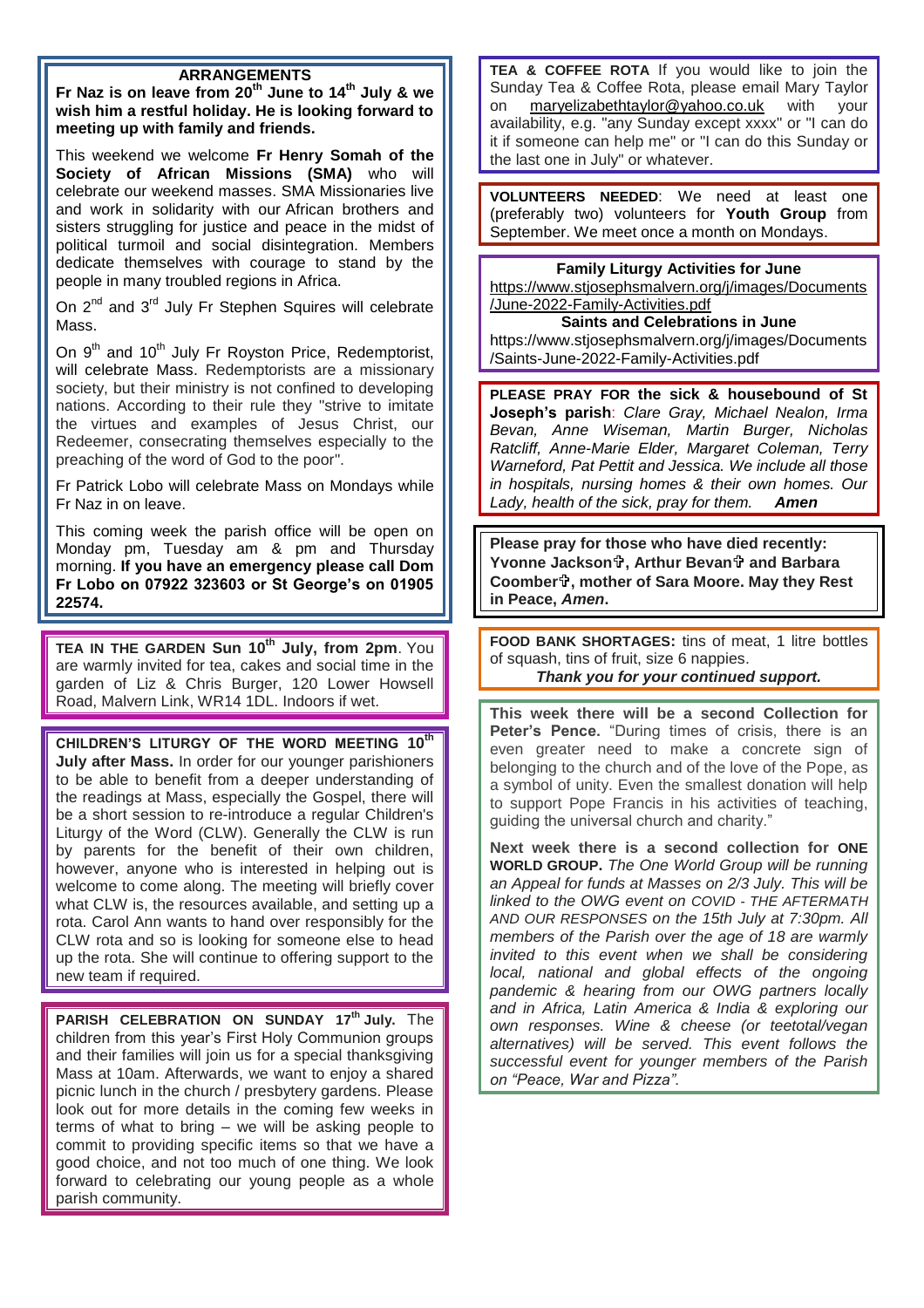## ARRANGEMENTS

**Fr Naz is on leave from 20th June to 14th July & we wish him a restful holiday. He is looking forward to meeting up with family and friends.**

This weekend we welcome **Fr Henry Somah of the Society of African Missions (SMA)** who will celebrate our weekend masses. SMA Missionaries live and work in solidarity with our African brothers and sisters struggling for justice and peace in the midst of political turmoil and social disintegration. Members dedicate themselves with courage to stand by the people in many troubled regions in Africa.

On 2nd and 3rd July Fr Stephen Squires will celebrate Mass.

On 9th and 10th July Fr Royston Price, Redemptorist, will celebrate Mass. Redemptorists are a missionary society, but their ministry is not confined to developing nations. According to their rule they "strive to imitate the virtues and examples of Jesus Christ, our Redeemer, consecrating themselves especially to the preaching of the word of God to the poor".

Fr Patrick Lobo will celebrate Mass on Mondays while Fr Naz in on leave.

This coming week the parish office will be open on Monday pm, Tuesday am & pm and Thursday morning. **If you have an emergency please call Dom Fr Lobo on 07922 323603 or St George's on 01905 22574.**

**TEA IN THE GARDEN Sun 10th July, from 2pm**. You are warmly invited for tea, cakes and social time in the garden of Liz & Chris Burger, 120 Lower Howsell Road, Malvern Link, WR14 1DL. Indoors if wet.

**CHILDREN'S LITURGY OF THE WORD MEETING 10th July after Mass.** In order for our younger parishioners to be able to benefit from a deeper understanding of the readings at Mass, especially the Gospel, there will be a short session to re-introduce a regular Children's Liturgy of the Word (CLW). Generally the CLW is run by parents for the benefit of their own children, however, anyone who is interested in helping out is welcome to come along. The meeting will briefly cover what CLW is, the resources available, and setting up a rota. Carol Ann wants to hand over responsibly for the CLW rota and so is looking for someone else to head up the rota. She will continue to offering support to the new team if required.

**PARISH CELEBRATION ON SUNDAY 17th July.** The children from this year's First Holy Communion groups and their families will join us for a special thanksgiving Mass at 10am. Afterwards, we want to enjoy a shared picnic lunch in the church / presbytery gardens. Please look out for more details in the coming few weeks in terms of what to bring – we will be asking people to commit to providing specific items so that we have a good choice, and not too much of one thing. We look forward to celebrating our young people as a whole parish community.

**TEA & COFFEE ROTA** If you would like to join the Sunday Tea & Coffee Rota, please email Mary Taylor on maryelizabethtaylor@yahoo.co.uk with your availability, e.g. "any Sunday except xxxx" or "I can do it if someone can help me" or "I can do this Sunday or the last one in July" or whatever.

**VOLUNTEERS NEEDED**: We need at least one (preferably two) volunteers for **Youth Group** from September. We meet once a month on Mondays.

**Family Liturgy Activities for June**
https://www.stjosephsmalvern.org/j/images/Documents/June-2022-Family-Activities.pdf

**Saints and Celebrations in June**
https://www.stjosephsmalvern.org/j/images/Documents/Saints-June-2022-Family-Activities.pdf

**PLEASE PRAY FOR the sick & housebound of St Joseph's parish**: *Clare Gray, Michael Nealon, Irma Bevan, Anne Wiseman, Martin Burger, Nicholas Ratcliff, Anne-Marie Elder, Margaret Coleman, Terry Warneford, Pat Pettit and Jessica. We include all those in hospitals, nursing homes & their own homes. Our Lady, health of the sick, pray for them.* ***Amen***

**Please pray for those who have died recently: Yvonne Jackson✞, Arthur Bevan✞ and Barbara Coomber✞, mother of Sara Moore. May they Rest in Peace, *Amen*.**

**FOOD BANK SHORTAGES:** tins of meat, 1 litre bottles of squash, tins of fruit, size 6 nappies.
***Thank you for your continued support.***

**This week there will be a second Collection for Peter's Pence.** "During times of crisis, there is an even greater need to make a concrete sign of belonging to the church and of the love of the Pope, as a symbol of unity. Even the smallest donation will help to support Pope Francis in his activities of teaching, guiding the universal church and charity."

**Next week there is a second collection for ONE WORLD GROUP.** *The One World Group will be running an Appeal for funds at Masses on 2/3 July. This will be linked to the OWG event on COVID - THE AFTERMATH AND OUR RESPONSES on the 15th July at 7:30pm. All members of the Parish over the age of 18 are warmly invited to this event when we shall be considering local, national and global effects of the ongoing pandemic & hearing from our OWG partners locally and in Africa, Latin America & India & exploring our own responses. Wine & cheese (or teetotal/vegan alternatives) will be served. This event follows the successful event for younger members of the Parish on "Peace, War and Pizza".*